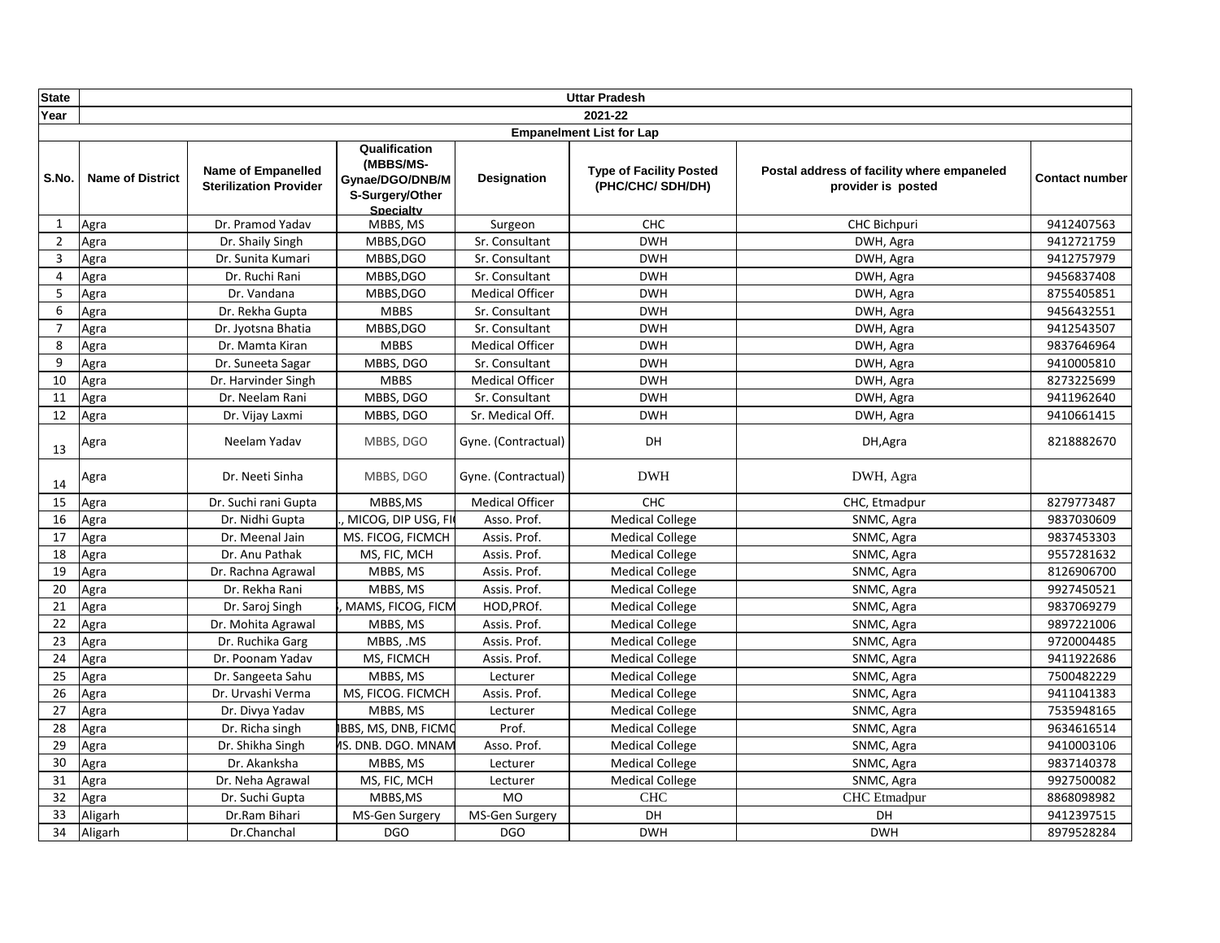| State | Uttar Pradesh | | | | | |
|---|---|---|---|---|---|---|
| Year | 2021-22 | | | | | |
| Empanelment List for Lap | | | | | | |

| S.No. | Name of District | Name of Empanelled Sterilization Provider | Qualification (MBBS/MS-Gynae/DGO/DNB/MS-Surgery/Other Specialty | Designation | Type of Facility Posted (PHC/CHC/ SDH/DH) | Postal address of facility where empaneled provider is posted | Contact number |
|---|---|---|---|---|---|---|---|
| 1 | Agra | Dr. Pramod Yadav | MBBS, MS | Surgeon | CHC | CHC Bichpuri | 9412407563 |
| 2 | Agra | Dr. Shaily Singh | MBBS,DGO | Sr. Consultant | DWH | DWH, Agra | 9412721759 |
| 3 | Agra | Dr. Sunita Kumari | MBBS,DGO | Sr. Consultant | DWH | DWH, Agra | 9412757979 |
| 4 | Agra | Dr. Ruchi Rani | MBBS,DGO | Sr. Consultant | DWH | DWH, Agra | 9456837408 |
| 5 | Agra | Dr. Vandana | MBBS,DGO | Medical Officer | DWH | DWH, Agra | 8755405851 |
| 6 | Agra | Dr. Rekha Gupta | MBBS | Sr. Consultant | DWH | DWH, Agra | 9456432551 |
| 7 | Agra | Dr. Jyotsna Bhatia | MBBS,DGO | Sr. Consultant | DWH | DWH, Agra | 9412543507 |
| 8 | Agra | Dr. Mamta Kiran | MBBS | Medical Officer | DWH | DWH, Agra | 9837646964 |
| 9 | Agra | Dr. Suneeta Sagar | MBBS, DGO | Sr. Consultant | DWH | DWH, Agra | 9410005810 |
| 10 | Agra | Dr. Harvinder Singh | MBBS | Medical Officer | DWH | DWH, Agra | 8273225699 |
| 11 | Agra | Dr. Neelam Rani | MBBS, DGO | Sr. Consultant | DWH | DWH, Agra | 9411962640 |
| 12 | Agra | Dr. Vijay Laxmi | MBBS, DGO | Sr. Medical Off. | DWH | DWH, Agra | 9410661415 |
| 13 | Agra | Neelam Yadav | MBBS, DGO | Gyne. (Contractual) | DH | DH,Agra | 8218882670 |
| 14 | Agra | Dr. Neeti Sinha | MBBS, DGO | Gyne. (Contractual) | DWH | DWH, Agra | |
| 15 | Agra | Dr. Suchi rani Gupta | MBBS,MS | Medical Officer | CHC | CHC, Etmadpur | 8279773487 |
| 16 | Agra | Dr. Nidhi Gupta | ., MICOG, DIP USG, FI | Asso. Prof. | Medical College | SNMC, Agra | 9837030609 |
| 17 | Agra | Dr. Meenal Jain | MS. FICOG, FICMCH | Assis. Prof. | Medical College | SNMC, Agra | 9837453303 |
| 18 | Agra | Dr. Anu Pathak | MS, FIC, MCH | Assis. Prof. | Medical College | SNMC, Agra | 9557281632 |
| 19 | Agra | Dr. Rachna Agrawal | MBBS, MS | Assis. Prof. | Medical College | SNMC, Agra | 8126906700 |
| 20 | Agra | Dr. Rekha Rani | MBBS, MS | Assis. Prof. | Medical College | SNMC, Agra | 9927450521 |
| 21 | Agra | Dr. Saroj Singh | , MAMS, FICOG, FICM | HOD,PROf. | Medical College | SNMC, Agra | 9837069279 |
| 22 | Agra | Dr. Mohita Agrawal | MBBS, MS | Assis. Prof. | Medical College | SNMC, Agra | 9897221006 |
| 23 | Agra | Dr. Ruchika Garg | MBBS, .MS | Assis. Prof. | Medical College | SNMC, Agra | 9720004485 |
| 24 | Agra | Dr. Poonam Yadav | MS, FICMCH | Assis. Prof. | Medical College | SNMC, Agra | 9411922686 |
| 25 | Agra | Dr. Sangeeta Sahu | MBBS, MS | Lecturer | Medical College | SNMC, Agra | 7500482229 |
| 26 | Agra | Dr. Urvashi Verma | MS, FICOG. FICMCH | Assis. Prof. | Medical College | SNMC, Agra | 9411041383 |
| 27 | Agra | Dr. Divya Yadav | MBBS, MS | Lecturer | Medical College | SNMC, Agra | 7535948165 |
| 28 | Agra | Dr. Richa singh | IBBS, MS, DNB, FICMC | Prof. | Medical College | SNMC, Agra | 9634616514 |
| 29 | Agra | Dr. Shikha Singh | IS. DNB. DGO. MNAM | Asso. Prof. | Medical College | SNMC, Agra | 9410003106 |
| 30 | Agra | Dr. Akanksha | MBBS, MS | Lecturer | Medical College | SNMC, Agra | 9837140378 |
| 31 | Agra | Dr. Neha Agrawal | MS, FIC, MCH | Lecturer | Medical College | SNMC, Agra | 9927500082 |
| 32 | Agra | Dr. Suchi Gupta | MBBS,MS | MO | CHC | CHC Etmadpur | 8868098982 |
| 33 | Aligarh | Dr.Ram Bihari | MS-Gen Surgery | MS-Gen Surgery | DH | DH | 9412397515 |
| 34 | Aligarh | Dr.Chanchal | DGO | DGO | DWH | DWH | 8979528284 |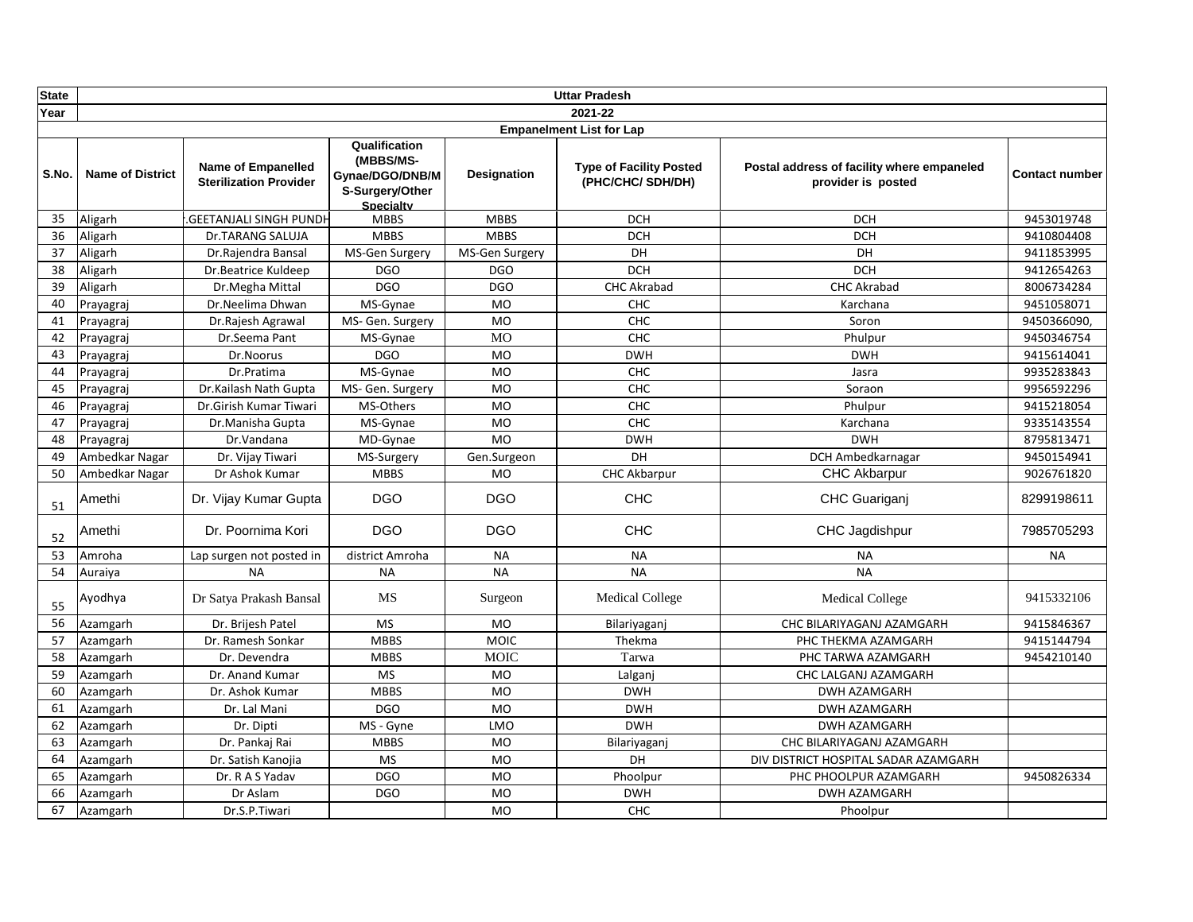| State | Uttar Pradesh | | | | | | |
|---|---|---|---|---|---|---|---|
| Year | 2021-22 | | | | | | |
| Empanelment List for Lap | | | | | | | |
| S.No. | Name of District | Name of Empanelled Sterilization Provider | Qualification (MBBS/MS-Gynae/DGO/DNB/MS-Surgery/Other Specialty | Designation | Type of Facility Posted (PHC/CHC/ SDH/DH) | Postal address of facility where empaneled provider is posted | Contact number |
| 35 | Aligarh | .GEETANJALI SINGH PUNDH | MBBS | MBBS | DCH | DCH | 9453019748 |
| 36 | Aligarh | Dr.TARANG SALUJA | MBBS | MBBS | DCH | DCH | 9410804408 |
| 37 | Aligarh | Dr.Rajendra Bansal | MS-Gen Surgery | MS-Gen Surgery | DH | DH | 9411853995 |
| 38 | Aligarh | Dr.Beatrice Kuldeep | DGO | DGO | DCH | DCH | 9412654263 |
| 39 | Aligarh | Dr.Megha Mittal | DGO | DGO | CHC Akrabad | CHC Akrabad | 8006734284 |
| 40 | Prayagraj | Dr.Neelima Dhwan | MS-Gynae | MO | CHC | Karchana | 9451058071 |
| 41 | Prayagraj | Dr.Rajesh Agrawal | MS- Gen. Surgery | MO | CHC | Soron | 9450366090, |
| 42 | Prayagraj | Dr.Seema Pant | MS-Gynae | MO | CHC | Phulpur | 9450346754 |
| 43 | Prayagraj | Dr.Noorus | DGO | MO | DWH | DWH | 9415614041 |
| 44 | Prayagraj | Dr.Pratima | MS-Gynae | MO | CHC | Jasra | 9935283843 |
| 45 | Prayagraj | Dr.Kailash Nath Gupta | MS- Gen. Surgery | MO | CHC | Soraon | 9956592296 |
| 46 | Prayagraj | Dr.Girish Kumar Tiwari | MS-Others | MO | CHC | Phulpur | 9415218054 |
| 47 | Prayagraj | Dr.Manisha Gupta | MS-Gynae | MO | CHC | Karchana | 9335143554 |
| 48 | Prayagraj | Dr.Vandana | MD-Gynae | MO | DWH | DWH | 8795813471 |
| 49 | Ambedkar Nagar | Dr. Vijay Tiwari | MS-Surgery | Gen.Surgeon | DH | DCH Ambedkarnagar | 9450154941 |
| 50 | Ambedkar Nagar | Dr Ashok Kumar | MBBS | MO | CHC Akbarpur | CHC Akbarpur | 9026761820 |
| 51 | Amethi | Dr. Vijay Kumar Gupta | DGO | DGO | CHC | CHC Guariganj | 8299198611 |
| 52 | Amethi | Dr. Poornima Kori | DGO | DGO | CHC | CHC Jagdishpur | 7985705293 |
| 53 | Amroha | Lap surgen not posted in | district Amroha | NA | NA | NA | NA |
| 54 | Auraiya | NA | NA | NA | NA | NA | |
| 55 | Ayodhya | Dr Satya Prakash Bansal | MS | Surgeon | Medical College | Medical College | 9415332106 |
| 56 | Azamgarh | Dr. Brijesh Patel | MS | MO | Bilariyaganj | CHC BILARIYAGANJ AZAMGARH | 9415846367 |
| 57 | Azamgarh | Dr. Ramesh Sonkar | MBBS | MOIC | Thekma | PHC THEKMA AZAMGARH | 9415144794 |
| 58 | Azamgarh | Dr. Devendra | MBBS | MOIC | Tarwa | PHC TARWA AZAMGARH | 9454210140 |
| 59 | Azamgarh | Dr. Anand Kumar | MS | MO | Lalganj | CHC LALGANJ AZAMGARH | |
| 60 | Azamgarh | Dr. Ashok Kumar | MBBS | MO | DWH | DWH AZAMGARH | |
| 61 | Azamgarh | Dr. Lal Mani | DGO | MO | DWH | DWH AZAMGARH | |
| 62 | Azamgarh | Dr. Dipti | MS - Gyne | LMO | DWH | DWH AZAMGARH | |
| 63 | Azamgarh | Dr. Pankaj Rai | MBBS | MO | Bilariyaganj | CHC BILARIYAGANJ AZAMGARH | |
| 64 | Azamgarh | Dr. Satish Kanojia | MS | MO | DH | DIV DISTRICT HOSPITAL SADAR AZAMGARH | |
| 65 | Azamgarh | Dr. R A S Yadav | DGO | MO | Phoolpur | PHC PHOOLPUR AZAMGARH | 9450826334 |
| 66 | Azamgarh | Dr Aslam | DGO | MO | DWH | DWH AZAMGARH | |
| 67 | Azamgarh | Dr.S.P.Tiwari | | MO | CHC | Phoolpur | |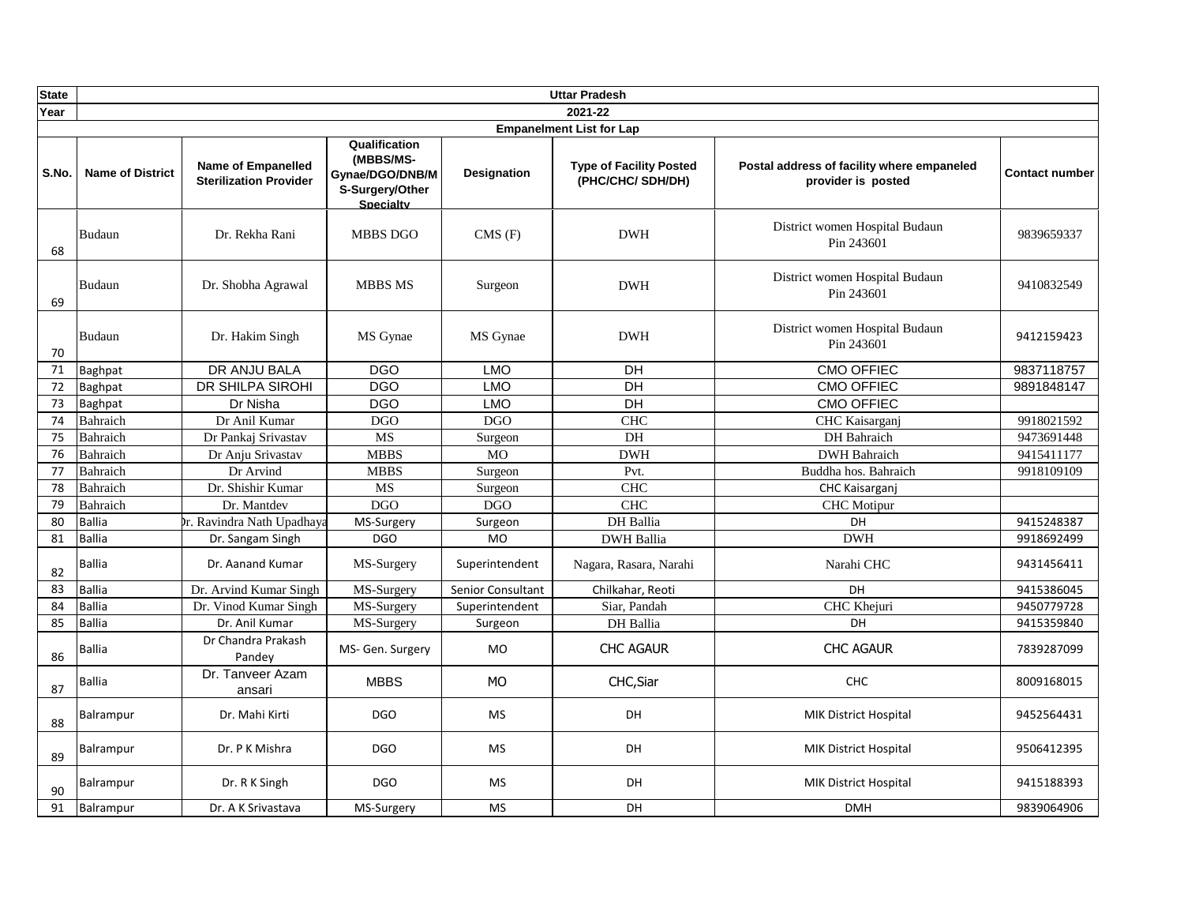| State | Uttar Pradesh | | | | | | |
|---|---|---|---|---|---|---|---|
| Year | 2021-22 | | | | | | |
| Empanelment List for Lap | | | | | | | |
| S.No. | Name of District | Name of Empanelled Sterilization Provider | Qualification (MBBS/MS-Gynae/DGO/DNB/MS-Surgery/Other Specialty | Designation | Type of Facility Posted (PHC/CHC/ SDH/DH) | Postal address of facility where empaneled provider is posted | Contact number |
| 68 | Budaun | Dr. Rekha Rani | MBBS DGO | CMS (F) | DWH | District women Hospital Budaun Pin 243601 | 9839659337 |
| 69 | Budaun | Dr. Shobha Agrawal | MBBS MS | Surgeon | DWH | District women Hospital Budaun Pin 243601 | 9410832549 |
| 70 | Budaun | Dr. Hakim Singh | MS Gynae | MS Gynae | DWH | District women Hospital Budaun Pin 243601 | 9412159423 |
| 71 | Baghpat | DR ANJU BALA | DGO | LMO | DH | CMO OFFIEC | 9837118757 |
| 72 | Baghpat | DR SHILPA SIROHI | DGO | LMO | DH | CMO OFFIEC | 9891848147 |
| 73 | Baghpat | Dr Nisha | DGO | LMO | DH | CMO OFFIEC | |
| 74 | Bahraich | Dr Anil Kumar | DGO | DGO | CHC | CHC Kaisarganj | 9918021592 |
| 75 | Bahraich | Dr Pankaj Srivastav | MS | Surgeon | DH | DH Bahraich | 9473691448 |
| 76 | Bahraich | Dr Anju Srivastav | MBBS | MO | DWH | DWH Bahraich | 9415411177 |
| 77 | Bahraich | Dr Arvind | MBBS | Surgeon | Pvt. | Buddha hos. Bahraich | 9918109109 |
| 78 | Bahraich | Dr. Shishir Kumar | MS | Surgeon | CHC | CHC Kaisarganj | |
| 79 | Bahraich | Dr. Mantdev | DGO | DGO | CHC | CHC Motipur | |
| 80 | Ballia | Dr. Ravindra Nath Upadhaya | MS-Surgery | Surgeon | DH Ballia | DH | 9415248387 |
| 81 | Ballia | Dr. Sangam Singh | DGO | MO | DWH Ballia | DWH | 9918692499 |
| 82 | Ballia | Dr. Aanand Kumar | MS-Surgery | Superintendent | Nagara, Rasara, Narahi | Narahi CHC | 9431456411 |
| 83 | Ballia | Dr. Arvind Kumar Singh | MS-Surgery | Senior Consultant | Chilkahar, Reoti | DH | 9415386045 |
| 84 | Ballia | Dr. Vinod Kumar Singh | MS-Surgery | Superintendent | Siar, Pandah | CHC Khejuri | 9450779728 |
| 85 | Ballia | Dr. Anil Kumar | MS-Surgery | Surgeon | DH Ballia | DH | 9415359840 |
| 86 | Ballia | Dr Chandra Prakash Pandey | MS- Gen. Surgery | MO | CHC AGAUR | CHC AGAUR | 7839287099 |
| 87 | Ballia | Dr. Tanveer Azam ansari | MBBS | MO | CHC,Siar | CHC | 8009168015 |
| 88 | Balrampur | Dr. Mahi Kirti | DGO | MS | DH | MIK District Hospital | 9452564431 |
| 89 | Balrampur | Dr. P K Mishra | DGO | MS | DH | MIK District Hospital | 9506412395 |
| 90 | Balrampur | Dr. R K Singh | DGO | MS | DH | MIK District Hospital | 9415188393 |
| 91 | Balrampur | Dr. A K Srivastava | MS-Surgery | MS | DH | DMH | 9839064906 |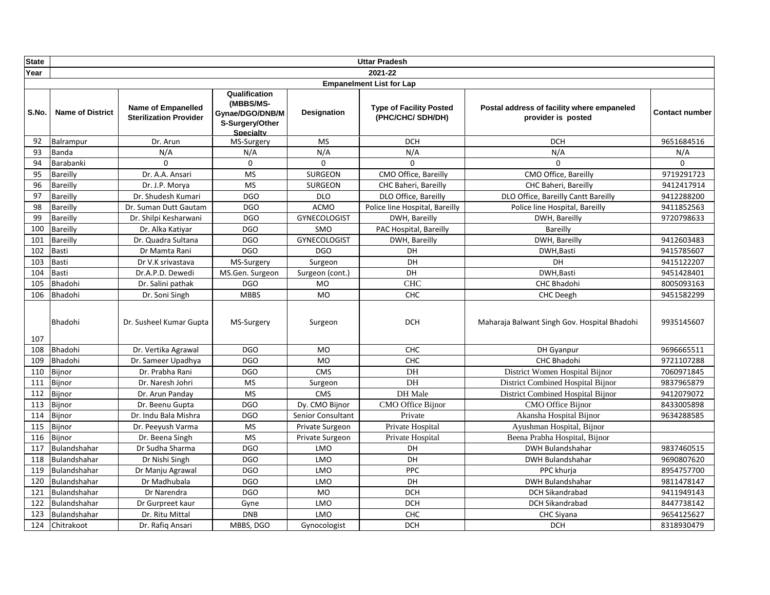| State | Uttar Pradesh | | | | | | |
|---|---|---|---|---|---|---|---|
| Year | 2021-22 | | | | | | |
| Empanelment List for Lap | | | | | | | |
| S.No. | Name of District | Name of Empanelled Sterilization Provider | Qualification (MBBS/MS-Gynae/DGO/DNB/MS-Surgery/Other Specialty | Designation | Type of Facility Posted (PHC/CHC/ SDH/DH) | Postal address of facility where empaneled provider is posted | Contact number |
| 92 | Balrampur | Dr. Arun | MS-Surgery | MS | DCH | DCH | 9651684516 |
| 93 | Banda | N/A | N/A | N/A | N/A | N/A | N/A |
| 94 | Barabanki | 0 | 0 | 0 | 0 | 0 | 0 |
| 95 | Bareilly | Dr. A.A. Ansari | MS | SURGEON | CMO Office, Bareilly | CMO Office, Bareilly | 9719291723 |
| 96 | Bareilly | Dr. J.P. Morya | MS | SURGEON | CHC Baheri, Bareilly | CHC Baheri, Bareilly | 9412417914 |
| 97 | Bareilly | Dr. Shudesh Kumari | DGO | DLO | DLO Office, Bareilly | DLO Office, Bareilly Cantt Bareilly | 9412288200 |
| 98 | Bareilly | Dr. Suman Dutt Gautam | DGO | ACMO | Police line Hospital, Bareilly | Police line Hospital, Bareilly | 9411852563 |
| 99 | Bareilly | Dr. Shilpi Kesharwani | DGO | GYNECOLOGIST | DWH, Bareilly | DWH, Bareilly | 9720798633 |
| 100 | Bareilly | Dr. Alka Katiyar | DGO | SMO | PAC Hospital, Bareilly | Bareilly | |
| 101 | Bareilly | Dr. Quadra Sultana | DGO | GYNECOLOGIST | DWH, Bareilly | DWH, Bareilly | 9412603483 |
| 102 | Basti | Dr Mamta Rani | DGO | DGO | DH | DWH,Basti | 9415785607 |
| 103 | Basti | Dr V.K srivastava | MS-Surgery | Surgeon | DH | DH | 9415122207 |
| 104 | Basti | Dr.A.P.D. Dewedi | MS.Gen. Surgeon | Surgeon (cont.) | DH | DWH,Basti | 9451428401 |
| 105 | Bhadohi | Dr. Salini pathak | DGO | MO | CHC | CHC Bhadohi | 8005093163 |
| 106 | Bhadohi | Dr. Soni Singh | MBBS | MO | CHC | CHC Deegh | 9451582299 |
| 107 | Bhadohi | Dr. Susheel Kumar Gupta | MS-Surgery | Surgeon | DCH | Maharaja Balwant Singh Gov. Hospital Bhadohi | 9935145607 |
| 108 | Bhadohi | Dr. Vertika Agrawal | DGO | MO | CHC | DH Gyanpur | 9696665511 |
| 109 | Bhadohi | Dr. Sameer Upadhya | DGO | MO | CHC | CHC Bhadohi | 9721107288 |
| 110 | Bijnor | Dr. Prabha Rani | DGO | CMS | DH | District Women Hospital Bijnor | 7060971845 |
| 111 | Bijnor | Dr. Naresh Johri | MS | Surgeon | DH | District Combined Hospital Bijnor | 9837965879 |
| 112 | Bijnor | Dr. Arun Panday | MS | CMS | DH Male | District Combined Hospital Bijnor | 9412079072 |
| 113 | Bijnor | Dr. Beenu Gupta | DGO | Dy. CMO Bijnor | CMO Office Bijnor | CMO Office Bijnor | 8433005898 |
| 114 | Bijnor | Dr. Indu Bala Mishra | DGO | Senior Consultant | Private | Akansha Hospital Bijnor | 9634288585 |
| 115 | Bijnor | Dr. Peeyush Varma | MS | Private Surgeon | Private Hospital | Ayushman Hospital, Bijnor | |
| 116 | Bijnor | Dr. Beena Singh | MS | Private Surgeon | Private Hospital | Beena Prabha Hospital, Bijnor | |
| 117 | Bulandshahar | Dr Sudha Sharma | DGO | LMO | DH | DWH Bulandshahar | 9837460515 |
| 118 | Bulandshahar | Dr Nishi Singh | DGO | LMO | DH | DWH Bulandshahar | 9690807620 |
| 119 | Bulandshahar | Dr Manju Agrawal | DGO | LMO | PPC | PPC khurja | 8954757700 |
| 120 | Bulandshahar | Dr Madhubala | DGO | LMO | DH | DWH Bulandshahar | 9811478147 |
| 121 | Bulandshahar | Dr Narendra | DGO | MO | DCH | DCH Sikandrabad | 9411949143 |
| 122 | Bulandshahar | Dr Gurpreet kaur | Gyne | LMO | DCH | DCH Sikandrabad | 8447738142 |
| 123 | Bulandshahar | Dr. Ritu Mittal | DNB | LMO | CHC | CHC Siyana | 9654125627 |
| 124 | Chitrakoot | Dr. Rafiq Ansari | MBBS, DGO | Gynocologist | DCH | DCH | 8318930479 |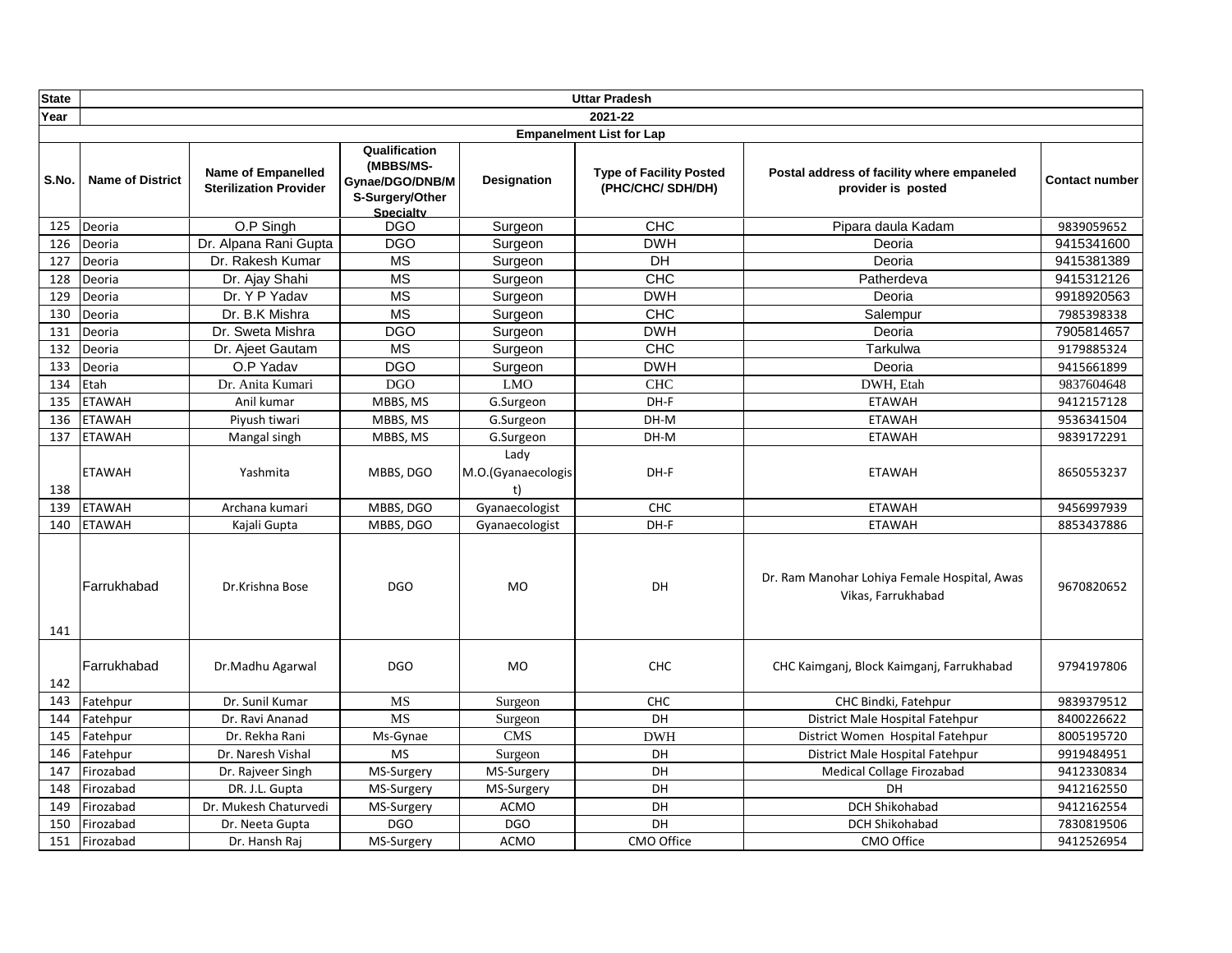| State | Uttar Pradesh | | | | | | |
|---|---|---|---|---|---|---|---|
| Year | 2021-22 | | | | | | |
| Empanelment List for Lap | | | | | | | |
| S.No. | Name of District | Name of Empanelled Sterilization Provider | Qualification (MBBS/MS-Gynae/DGO/DNB/MS-Surgery/Other Specialty | Designation | Type of Facility Posted (PHC/CHC/ SDH/DH) | Postal address of facility where empaneled provider is posted | Contact number |
| 125 | Deoria | O.P Singh | DGO | Surgeon | CHC | Pipara daula Kadam | 9839059652 |
| 126 | Deoria | Dr. Alpana Rani Gupta | DGO | Surgeon | DWH | Deoria | 9415341600 |
| 127 | Deoria | Dr. Rakesh Kumar | MS | Surgeon | DH | Deoria | 9415381389 |
| 128 | Deoria | Dr. Ajay Shahi | MS | Surgeon | CHC | Patherdeva | 9415312126 |
| 129 | Deoria | Dr. Y P Yadav | MS | Surgeon | DWH | Deoria | 9918920563 |
| 130 | Deoria | Dr. B.K Mishra | MS | Surgeon | CHC | Salempur | 7985398338 |
| 131 | Deoria | Dr. Sweta Mishra | DGO | Surgeon | DWH | Deoria | 7905814657 |
| 132 | Deoria | Dr. Ajeet Gautam | MS | Surgeon | CHC | Tarkulwa | 9179885324 |
| 133 | Deoria | O.P Yadav | DGO | Surgeon | DWH | Deoria | 9415661899 |
| 134 | Etah | Dr. Anita Kumari | DGO | LMO | CHC | DWH, Etah | 9837604648 |
| 135 | ETAWAH | Anil kumar | MBBS, MS | G.Surgeon | DH-F | ETAWAH | 9412157128 |
| 136 | ETAWAH | Piyush tiwari | MBBS, MS | G.Surgeon | DH-M | ETAWAH | 9536341504 |
| 137 | ETAWAH | Mangal singh | MBBS, MS | G.Surgeon | DH-M | ETAWAH | 9839172291 |
| 138 | ETAWAH | Yashmita | MBBS, DGO | Lady M.O.(Gyanaecologist) | DH-F | ETAWAH | 8650553237 |
| 139 | ETAWAH | Archana kumari | MBBS, DGO | Gyanaecologist | CHC | ETAWAH | 9456997939 |
| 140 | ETAWAH | Kajali Gupta | MBBS, DGO | Gyanaecologist | DH-F | ETAWAH | 8853437886 |
| 141 | Farrukhabad | Dr.Krishna Bose | DGO | MO | DH | Dr. Ram Manohar Lohiya Female Hospital, Awas Vikas, Farrukhabad | 9670820652 |
| 142 | Farrukhabad | Dr.Madhu Agarwal | DGO | MO | CHC | CHC Kaimganj, Block Kaimganj, Farrukhabad | 9794197806 |
| 143 | Fatehpur | Dr. Sunil Kumar | MS | Surgeon | CHC | CHC Bindki, Fatehpur | 9839379512 |
| 144 | Fatehpur | Dr. Ravi Ananad | MS | Surgeon | DH | District Male Hospital Fatehpur | 8400226622 |
| 145 | Fatehpur | Dr. Rekha Rani | Ms-Gynae | CMS | DWH | District Women Hospital Fatehpur | 8005195720 |
| 146 | Fatehpur | Dr. Naresh Vishal | MS | Surgeon | DH | District Male Hospital Fatehpur | 9919484951 |
| 147 | Firozabad | Dr. Rajveer Singh | MS-Surgery | MS-Surgery | DH | Medical Collage Firozabad | 9412330834 |
| 148 | Firozabad | DR. J.L. Gupta | MS-Surgery | MS-Surgery | DH | DH | 9412162550 |
| 149 | Firozabad | Dr. Mukesh Chaturvedi | MS-Surgery | ACMO | DH | DCH Shikohabad | 9412162554 |
| 150 | Firozabad | Dr. Neeta Gupta | DGO | DGO | DH | DCH Shikohabad | 7830819506 |
| 151 | Firozabad | Dr. Hansh Raj | MS-Surgery | ACMO | CMO Office | CMO Office | 9412526954 |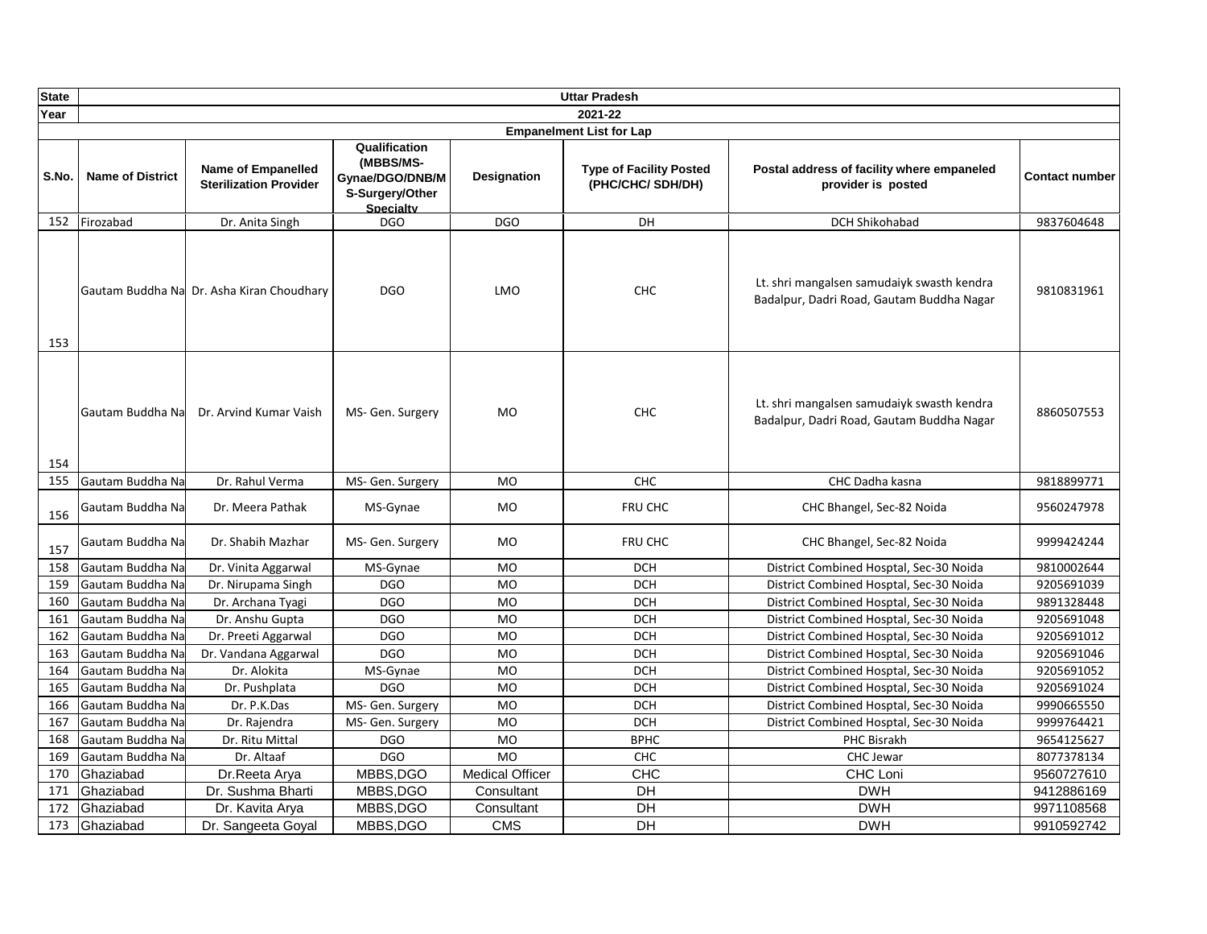| State | Uttar Pradesh | | | | | | |
|---|---|---|---|---|---|---|---|
| Year | 2021-22 | | | | | | |
| | Empanelment List for Lap | | | | | | |
| S.No. | Name of District | Name of Empanelled Sterilization Provider | Qualification (MBBS/MS-Gynae/DGO/DNB/MS-Surgery/Other Specialty | Designation | Type of Facility Posted (PHC/CHC/ SDH/DH) | Postal address of facility where empaneled provider is posted | Contact number |
| 152 | Firozabad | Dr. Anita Singh | DGO | DGO | DH | DCH Shikohabad | 9837604648 |
| 153 | Gautam Buddha Na | Dr. Asha Kiran Choudhary | DGO | LMO | CHC | Lt. shri mangalsen samudaiyk swasth kendra Badalpur, Dadri Road, Gautam Buddha Nagar | 9810831961 |
| 154 | Gautam Buddha Na | Dr. Arvind Kumar Vaish | MS- Gen. Surgery | MO | CHC | Lt. shri mangalsen samudaiyk swasth kendra Badalpur, Dadri Road, Gautam Buddha Nagar | 8860507553 |
| 155 | Gautam Buddha Na | Dr. Rahul Verma | MS- Gen. Surgery | MO | CHC | CHC Dadha kasna | 9818899771 |
| 156 | Gautam Buddha Na | Dr. Meera Pathak | MS-Gynae | MO | FRU CHC | CHC Bhangel, Sec-82 Noida | 9560247978 |
| 157 | Gautam Buddha Na | Dr. Shabih Mazhar | MS- Gen. Surgery | MO | FRU CHC | CHC Bhangel, Sec-82 Noida | 9999424244 |
| 158 | Gautam Buddha Na | Dr. Vinita Aggarwal | MS-Gynae | MO | DCH | District Combined Hosptal, Sec-30 Noida | 9810002644 |
| 159 | Gautam Buddha Na | Dr. Nirupama Singh | DGO | MO | DCH | District Combined Hosptal, Sec-30 Noida | 9205691039 |
| 160 | Gautam Buddha Na | Dr. Archana Tyagi | DGO | MO | DCH | District Combined Hosptal, Sec-30 Noida | 9891328448 |
| 161 | Gautam Buddha Na | Dr. Anshu Gupta | DGO | MO | DCH | District Combined Hosptal, Sec-30 Noida | 9205691048 |
| 162 | Gautam Buddha Na | Dr. Preeti Aggarwal | DGO | MO | DCH | District Combined Hosptal, Sec-30 Noida | 9205691012 |
| 163 | Gautam Buddha Na | Dr. Vandana Aggarwal | DGO | MO | DCH | District Combined Hosptal, Sec-30 Noida | 9205691046 |
| 164 | Gautam Buddha Na | Dr. Alokita | MS-Gynae | MO | DCH | District Combined Hosptal, Sec-30 Noida | 9205691052 |
| 165 | Gautam Buddha Na | Dr. Pushplata | DGO | MO | DCH | District Combined Hosptal, Sec-30 Noida | 9205691024 |
| 166 | Gautam Buddha Na | Dr. P.K.Das | MS- Gen. Surgery | MO | DCH | District Combined Hosptal, Sec-30 Noida | 9990665550 |
| 167 | Gautam Buddha Na | Dr. Rajendra | MS- Gen. Surgery | MO | DCH | District Combined Hosptal, Sec-30 Noida | 9999764421 |
| 168 | Gautam Buddha Na | Dr. Ritu Mittal | DGO | MO | BPHC | PHC Bisrakh | 9654125627 |
| 169 | Gautam Buddha Na | Dr. Altaaf | DGO | MO | CHC | CHC Jewar | 8077378134 |
| 170 | Ghaziabad | Dr.Reeta Arya | MBBS,DGO | Medical Officer | CHC | CHC Loni | 9560727610 |
| 171 | Ghaziabad | Dr. Sushma Bharti | MBBS,DGO | Consultant | DH | DWH | 9412886169 |
| 172 | Ghaziabad | Dr. Kavita Arya | MBBS,DGO | Consultant | DH | DWH | 9971108568 |
| 173 | Ghaziabad | Dr. Sangeeta Goyal | MBBS,DGO | CMS | DH | DWH | 9910592742 |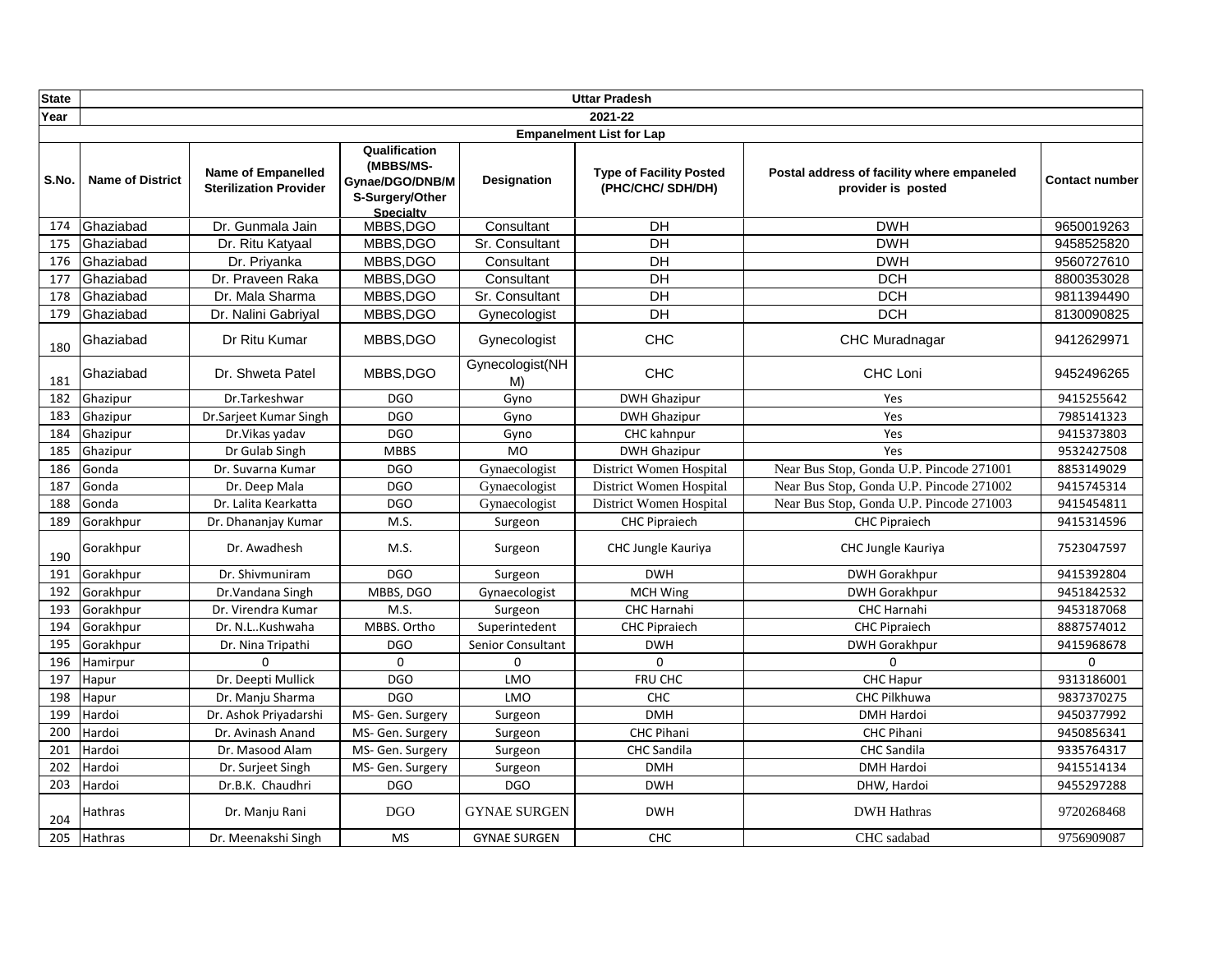| State | Uttar Pradesh | | | | | | |
|---|---|---|---|---|---|---|---|
| Year | 2021-22 | | | | | | |
| Empanelment List for Lap | | | | | | | |
| S.No. | Name of District | Name of Empanelled Sterilization Provider | Qualification (MBBS/MS-Gynae/DGO/DNB/MS-Surgery/Other Specialty | Designation | Type of Facility Posted (PHC/CHC/ SDH/DH) | Postal address of facility where empaneled provider is posted | Contact number |
| 174 | Ghaziabad | Dr. Gunmala Jain | MBBS,DGO | Consultant | DH | DWH | 9650019263 |
| 175 | Ghaziabad | Dr. Ritu Katyaal | MBBS,DGO | Sr. Consultant | DH | DWH | 9458525820 |
| 176 | Ghaziabad | Dr. Priyanka | MBBS,DGO | Consultant | DH | DWH | 9560727610 |
| 177 | Ghaziabad | Dr. Praveen Raka | MBBS,DGO | Consultant | DH | DCH | 8800353028 |
| 178 | Ghaziabad | Dr. Mala Sharma | MBBS,DGO | Sr. Consultant | DH | DCH | 9811394490 |
| 179 | Ghaziabad | Dr. Nalini Gabriyal | MBBS,DGO | Gynecologist | DH | DCH | 8130090825 |
| 180 | Ghaziabad | Dr Ritu Kumar | MBBS,DGO | Gynecologist | CHC | CHC Muradnagar | 9412629971 |
| 181 | Ghaziabad | Dr. Shweta Patel | MBBS,DGO | Gynecologist(NHM) | CHC | CHC Loni | 9452496265 |
| 182 | Ghazipur | Dr.Tarkeshwar | DGO | Gyno | DWH Ghazipur | Yes | 9415255642 |
| 183 | Ghazipur | Dr.Sarjeet Kumar Singh | DGO | Gyno | DWH Ghazipur | Yes | 7985141323 |
| 184 | Ghazipur | Dr.Vikas yadav | DGO | Gyno | CHC kahnpur | Yes | 9415373803 |
| 185 | Ghazipur | Dr Gulab Singh | MBBS | MO | DWH Ghazipur | Yes | 9532427508 |
| 186 | Gonda | Dr. Suvarna Kumar | DGO | Gynaecologist | District Women Hospital | Near Bus Stop, Gonda U.P. Pincode 271001 | 8853149029 |
| 187 | Gonda | Dr. Deep Mala | DGO | Gynaecologist | District Women Hospital | Near Bus Stop, Gonda U.P. Pincode 271002 | 9415745314 |
| 188 | Gonda | Dr. Lalita Kearkatta | DGO | Gynaecologist | District Women Hospital | Near Bus Stop, Gonda U.P. Pincode 271003 | 9415454811 |
| 189 | Gorakhpur | Dr. Dhananjay Kumar | M.S. | Surgeon | CHC Pipraiech | CHC Pipraiech | 9415314596 |
| 190 | Gorakhpur | Dr. Awadhesh | M.S. | Surgeon | CHC Jungle Kauriya | CHC Jungle Kauriya | 7523047597 |
| 191 | Gorakhpur | Dr. Shivmuniram | DGO | Surgeon | DWH | DWH Gorakhpur | 9415392804 |
| 192 | Gorakhpur | Dr.Vandana Singh | MBBS, DGO | Gynaecologist | MCH Wing | DWH Gorakhpur | 9451842532 |
| 193 | Gorakhpur | Dr. Virendra Kumar | M.S. | Surgeon | CHC Harnahi | CHC Harnahi | 9453187068 |
| 194 | Gorakhpur | Dr. N.L..Kushwaha | MBBS. Ortho | Superintedent | CHC Pipraiech | CHC Pipraiech | 8887574012 |
| 195 | Gorakhpur | Dr. Nina Tripathi | DGO | Senior Consultant | DWH | DWH Gorakhpur | 9415968678 |
| 196 | Hamirpur | 0 | 0 | 0 | 0 | 0 | 0 |
| 197 | Hapur | Dr. Deepti Mullick | DGO | LMO | FRU CHC | CHC Hapur | 9313186001 |
| 198 | Hapur | Dr. Manju Sharma | DGO | LMO | CHC | CHC Pilkhuwa | 9837370275 |
| 199 | Hardoi | Dr. Ashok Priyadarshi | MS- Gen. Surgery | Surgeon | DMH | DMH Hardoi | 9450377992 |
| 200 | Hardoi | Dr. Avinash Anand | MS- Gen. Surgery | Surgeon | CHC Pihani | CHC Pihani | 9450856341 |
| 201 | Hardoi | Dr. Masood Alam | MS- Gen. Surgery | Surgeon | CHC Sandila | CHC Sandila | 9335764317 |
| 202 | Hardoi | Dr. Surjeet Singh | MS- Gen. Surgery | Surgeon | DMH | DMH Hardoi | 9415514134 |
| 203 | Hardoi | Dr.B.K. Chaudhri | DGO | DGO | DWH | DHW, Hardoi | 9455297288 |
| 204 | Hathras | Dr. Manju Rani | DGO | GYNAE SURGEN | DWH | DWH Hathras | 9720268468 |
| 205 | Hathras | Dr. Meenakshi Singh | MS | GYNAE SURGEN | CHC | CHC sadabad | 9756909087 |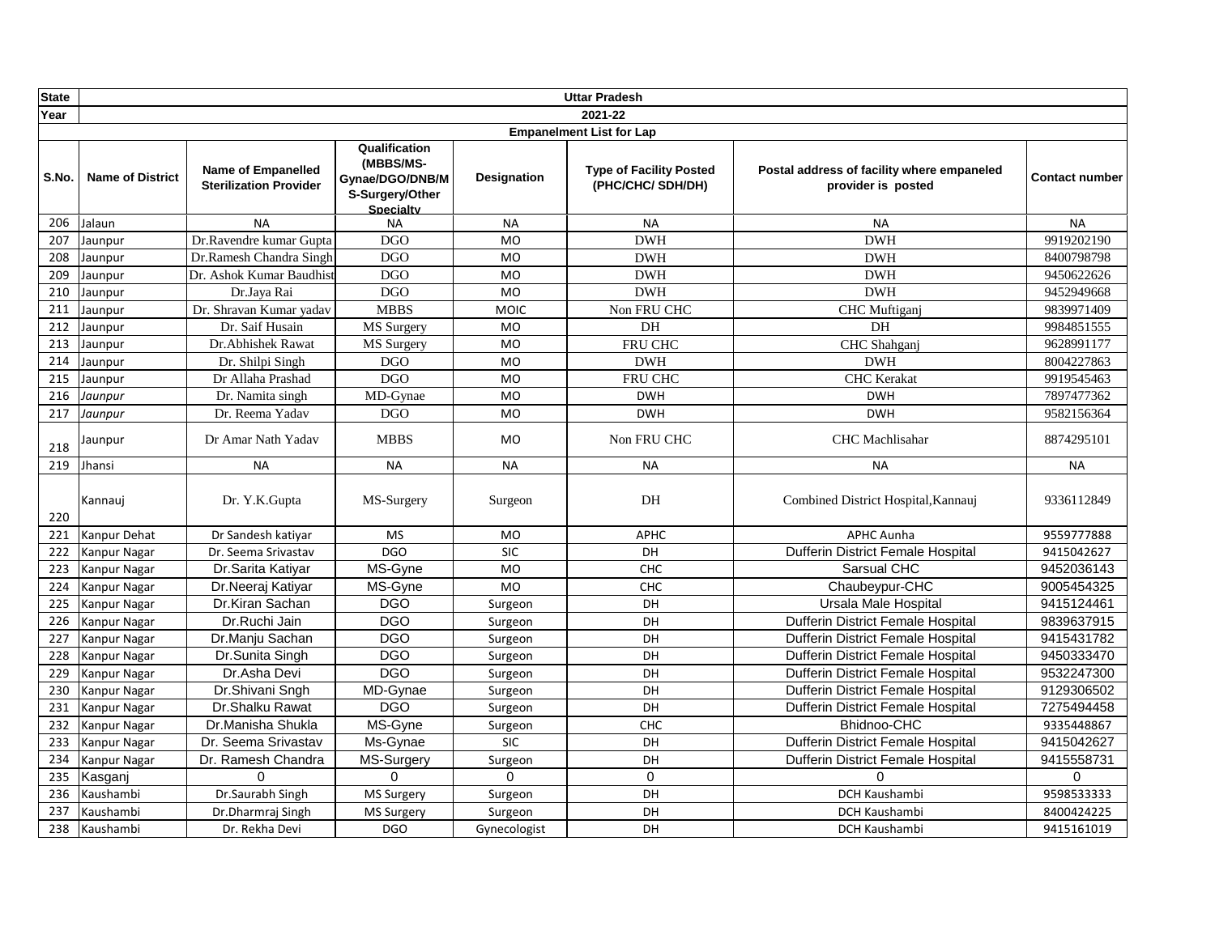| State | Uttar Pradesh | | | | | | |
|---|---|---|---|---|---|---|---|
| Year | 2021-22 | | | | | | |
| Empanelment List for Lap | | | | | | | |
| S.No. | Name of District | Name of Empanelled Sterilization Provider | Qualification (MBBS/MS-Gynae/DGO/DNB/MS-Surgery/Other Specialty | Designation | Type of Facility Posted (PHC/CHC/ SDH/DH) | Postal address of facility where empaneled provider is posted | Contact number |
| 206 | Jalaun | NA | NA | NA | NA | NA | NA |
| 207 | Jaunpur | Dr.Ravendre kumar Gupta | DGO | MO | DWH | DWH | 9919202190 |
| 208 | Jaunpur | Dr.Ramesh Chandra Singh | DGO | MO | DWH | DWH | 8400798798 |
| 209 | Jaunpur | Dr. Ashok Kumar Baudhist | DGO | MO | DWH | DWH | 9450622626 |
| 210 | Jaunpur | Dr.Jaya Rai | DGO | MO | DWH | DWH | 9452949668 |
| 211 | Jaunpur | Dr. Shravan Kumar yadav | MBBS | MOIC | Non FRU CHC | CHC Muftiganj | 9839971409 |
| 212 | Jaunpur | Dr. Saif Husain | MS Surgery | MO | DH | DH | 9984851555 |
| 213 | Jaunpur | Dr.Abhishek Rawat | MS Surgery | MO | FRU CHC | CHC Shahganj | 9628991177 |
| 214 | Jaunpur | Dr. Shilpi Singh | DGO | MO | DWH | DWH | 8004227863 |
| 215 | Jaunpur | Dr Allaha Prashad | DGO | MO | FRU CHC | CHC Kerakat | 9919545463 |
| 216 | Jaunpur | Dr. Namita singh | MD-Gynae | MO | DWH | DWH | 7897477362 |
| 217 | Jaunpur | Dr. Reema Yadav | DGO | MO | DWH | DWH | 9582156364 |
| 218 | Jaunpur | Dr Amar Nath Yadav | MBBS | MO | Non FRU CHC | CHC Machlisahar | 8874295101 |
| 219 | Jhansi | NA | NA | NA | NA | NA | NA |
| 220 | Kannauj | Dr. Y.K.Gupta | MS-Surgery | Surgeon | DH | Combined District Hospital,Kannauj | 9336112849 |
| 221 | Kanpur Dehat | Dr Sandesh katiyar | MS | MO | APHC | APHC Aunha | 9559777888 |
| 222 | Kanpur Nagar | Dr. Seema Srivastav | DGO | SIC | DH | Dufferin District Female Hospital | 9415042627 |
| 223 | Kanpur Nagar | Dr.Sarita Katiyar | MS-Gyne | MO | CHC | Sarsual CHC | 9452036143 |
| 224 | Kanpur Nagar | Dr.Neeraj Katiyar | MS-Gyne | MO | CHC | Chaubeypur-CHC | 9005454325 |
| 225 | Kanpur Nagar | Dr.Kiran Sachan | DGO | Surgeon | DH | Ursala Male Hospital | 9415124461 |
| 226 | Kanpur Nagar | Dr.Ruchi Jain | DGO | Surgeon | DH | Dufferin District Female Hospital | 9839637915 |
| 227 | Kanpur Nagar | Dr.Manju Sachan | DGO | Surgeon | DH | Dufferin District Female Hospital | 9415431782 |
| 228 | Kanpur Nagar | Dr.Sunita Singh | DGO | Surgeon | DH | Dufferin District Female Hospital | 9450333470 |
| 229 | Kanpur Nagar | Dr.Asha Devi | DGO | Surgeon | DH | Dufferin District Female Hospital | 9532247300 |
| 230 | Kanpur Nagar | Dr.Shivani Sngh | MD-Gynae | Surgeon | DH | Dufferin District Female Hospital | 9129306502 |
| 231 | Kanpur Nagar | Dr.Shalku Rawat | DGO | Surgeon | DH | Dufferin District Female Hospital | 7275494458 |
| 232 | Kanpur Nagar | Dr.Manisha Shukla | MS-Gyne | Surgeon | CHC | Bhidnoo-CHC | 9335448867 |
| 233 | Kanpur Nagar | Dr. Seema Srivastav | Ms-Gynae | SIC | DH | Dufferin District Female Hospital | 9415042627 |
| 234 | Kanpur Nagar | Dr. Ramesh Chandra | MS-Surgery | Surgeon | DH | Dufferin District Female Hospital | 9415558731 |
| 235 | Kasganj | 0 | 0 | 0 | 0 | 0 | 0 |
| 236 | Kaushambi | Dr.Saurabh Singh | MS Surgery | Surgeon | DH | DCH Kaushambi | 9598533333 |
| 237 | Kaushambi | Dr.Dharmraj Singh | MS Surgery | Surgeon | DH | DCH Kaushambi | 8400424225 |
| 238 | Kaushambi | Dr. Rekha Devi | DGO | Gynecologist | DH | DCH Kaushambi | 9415161019 |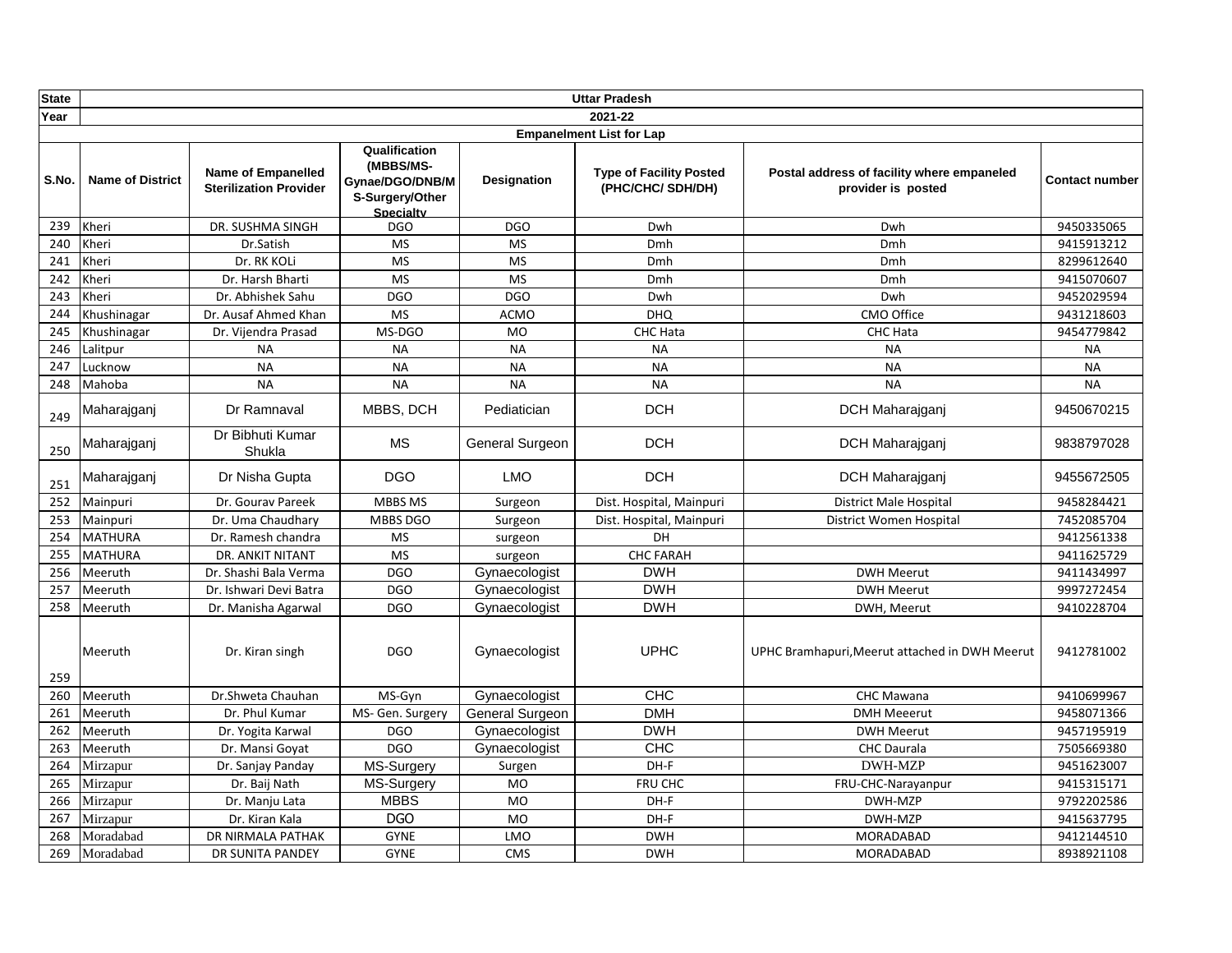| State | Uttar Pradesh | | | | | | |
|---|---|---|---|---|---|---|---|
| Year | 2021-22 | | | | | | |
| | Empanelment List for Lap | | | | | | |
| S.No. | Name of District | Name of Empanelled Sterilization Provider | Qualification (MBBS/MS-Gynae/DGO/DNB/MS-Surgery/Other Specialty | Designation | Type of Facility Posted (PHC/CHC/ SDH/DH) | Postal address of facility where empaneled provider is posted | Contact number |
| 239 | Kheri | DR. SUSHMA SINGH | DGO | DGO | Dwh | Dwh | 9450335065 |
| 240 | Kheri | Dr.Satish | MS | MS | Dmh | Dmh | 9415913212 |
| 241 | Kheri | Dr. RK KOLi | MS | MS | Dmh | Dmh | 8299612640 |
| 242 | Kheri | Dr. Harsh Bharti | MS | MS | Dmh | Dmh | 9415070607 |
| 243 | Kheri | Dr. Abhishek Sahu | DGO | DGO | Dwh | Dwh | 9452029594 |
| 244 | Khushinagar | Dr. Ausaf Ahmed Khan | MS | ACMO | DHQ | CMO Office | 9431218603 |
| 245 | Khushinagar | Dr. Vijendra Prasad | MS-DGO | MO | CHC Hata | CHC Hata | 9454779842 |
| 246 | Lalitpur | NA | NA | NA | NA | NA | NA |
| 247 | Lucknow | NA | NA | NA | NA | NA | NA |
| 248 | Mahoba | NA | NA | NA | NA | NA | NA |
| 249 | Maharajganj | Dr Ramnaval | MBBS, DCH | Pediatician | DCH | DCH Maharajganj | 9450670215 |
| 250 | Maharajganj | Dr Bibhuti Kumar Shukla | MS | General Surgeon | DCH | DCH Maharajganj | 9838797028 |
| 251 | Maharajganj | Dr Nisha Gupta | DGO | LMO | DCH | DCH Maharajganj | 9455672505 |
| 252 | Mainpuri | Dr. Gourav Pareek | MBBS MS | Surgeon | Dist. Hospital, Mainpuri | District Male Hospital | 9458284421 |
| 253 | Mainpuri | Dr. Uma Chaudhary | MBBS DGO | Surgeon | Dist. Hospital, Mainpuri | District Women Hospital | 7452085704 |
| 254 | MATHURA | Dr. Ramesh chandra | MS | surgeon | DH | | 9412561338 |
| 255 | MATHURA | DR. ANKIT NITANT | MS | surgeon | CHC FARAH | | 9411625729 |
| 256 | Meeruth | Dr. Shashi Bala Verma | DGO | Gynaecologist | DWH | DWH Meerut | 9411434997 |
| 257 | Meeruth | Dr. Ishwari Devi Batra | DGO | Gynaecologist | DWH | DWH Meerut | 9997272454 |
| 258 | Meeruth | Dr. Manisha Agarwal | DGO | Gynaecologist | DWH | DWH, Meerut | 9410228704 |
| 259 | Meeruth | Dr. Kiran singh | DGO | Gynaecologist | UPHC | UPHC Bramhapuri,Meerut attached in DWH Meerut | 9412781002 |
| 260 | Meeruth | Dr.Shweta Chauhan | MS-Gyn | Gynaecologist | CHC | CHC Mawana | 9410699967 |
| 261 | Meeruth | Dr. Phul Kumar | MS- Gen. Surgery | General Surgeon | DMH | DMH Meeerut | 9458071366 |
| 262 | Meeruth | Dr. Yogita Karwal | DGO | Gynaecologist | DWH | DWH Meerut | 9457195919 |
| 263 | Meeruth | Dr. Mansi Goyat | DGO | Gynaecologist | CHC | CHC Daurala | 7505669380 |
| 264 | Mirzapur | Dr. Sanjay Panday | MS-Surgery | Surgen | DH-F | DWH-MZP | 9451623007 |
| 265 | Mirzapur | Dr. Baij Nath | MS-Surgery | MO | FRU CHC | FRU-CHC-Narayanpur | 9415315171 |
| 266 | Mirzapur | Dr. Manju Lata | MBBS | MO | DH-F | DWH-MZP | 9792202586 |
| 267 | Mirzapur | Dr. Kiran Kala | DGO | MO | DH-F | DWH-MZP | 9415637795 |
| 268 | Moradabad | DR NIRMALA PATHAK | GYNE | LMO | DWH | MORADABAD | 9412144510 |
| 269 | Moradabad | DR SUNITA PANDEY | GYNE | CMS | DWH | MORADABAD | 8938921108 |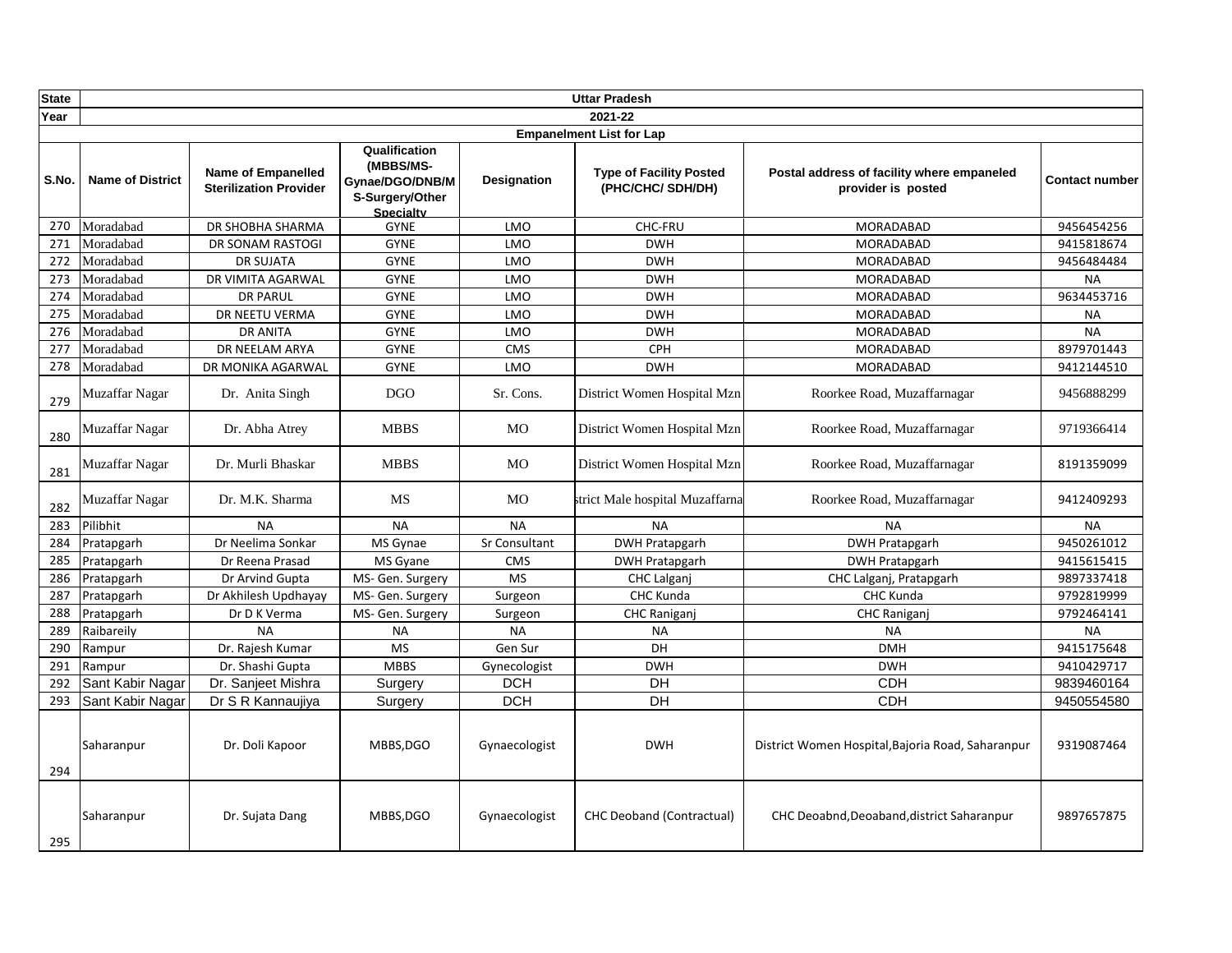| State | Uttar Pradesh | | | | | | |
|---|---|---|---|---|---|---|---|
| Year | 2021-22 | | | | | | |
| Empanelment List for Lap | | | | | | | |
| S.No. | Name of District | Name of Empanelled Sterilization Provider | Qualification (MBBS/MS-Gynae/DGO/DNB/MS-Surgery/Other Specialty | Designation | Type of Facility Posted (PHC/CHC/ SDH/DH) | Postal address of facility where empaneled provider is posted | Contact number |
| 270 | Moradabad | DR SHOBHA SHARMA | GYNE | LMO | CHC-FRU | MORADABAD | 9456454256 |
| 271 | Moradabad | DR SONAM RASTOGI | GYNE | LMO | DWH | MORADABAD | 9415818674 |
| 272 | Moradabad | DR SUJATA | GYNE | LMO | DWH | MORADABAD | 9456484484 |
| 273 | Moradabad | DR VIMITA AGARWAL | GYNE | LMO | DWH | MORADABAD | NA |
| 274 | Moradabad | DR PARUL | GYNE | LMO | DWH | MORADABAD | 9634453716 |
| 275 | Moradabad | DR NEETU VERMA | GYNE | LMO | DWH | MORADABAD | NA |
| 276 | Moradabad | DR ANITA | GYNE | LMO | DWH | MORADABAD | NA |
| 277 | Moradabad | DR NEELAM ARYA | GYNE | CMS | CPH | MORADABAD | 8979701443 |
| 278 | Moradabad | DR MONIKA AGARWAL | GYNE | LMO | DWH | MORADABAD | 9412144510 |
| 279 | Muzaffar Nagar | Dr. Anita Singh | DGO | Sr. Cons. | District Women Hospital Mzn | Roorkee Road, Muzaffarnagar | 9456888299 |
| 280 | Muzaffar Nagar | Dr. Abha Atrey | MBBS | MO | District Women Hospital Mzn | Roorkee Road, Muzaffarnagar | 9719366414 |
| 281 | Muzaffar Nagar | Dr. Murli Bhaskar | MBBS | MO | District Women Hospital Mzn | Roorkee Road, Muzaffarnagar | 8191359099 |
| 282 | Muzaffar Nagar | Dr. M.K. Sharma | MS | MO | strict Male hospital Muzaffarna | Roorkee Road, Muzaffarnagar | 9412409293 |
| 283 | Pilibhit | NA | NA | NA | NA | NA | NA |
| 284 | Pratapgarh | Dr Neelima Sonkar | MS Gynae | Sr Consultant | DWH Pratapgarh | DWH Pratapgarh | 9450261012 |
| 285 | Pratapgarh | Dr Reena Prasad | MS Gyane | CMS | DWH Pratapgarh | DWH Pratapgarh | 9415615415 |
| 286 | Pratapgarh | Dr Arvind Gupta | MS- Gen. Surgery | MS | CHC Lalganj | CHC Lalganj, Pratapgarh | 9897337418 |
| 287 | Pratapgarh | Dr Akhilesh Updhayay | MS- Gen. Surgery | Surgeon | CHC Kunda | CHC Kunda | 9792819999 |
| 288 | Pratapgarh | Dr D K Verma | MS- Gen. Surgery | Surgeon | CHC Raniganj | CHC Raniganj | 9792464141 |
| 289 | Raibareily | NA | NA | NA | NA | NA | NA |
| 290 | Rampur | Dr. Rajesh Kumar | MS | Gen Sur | DH | DMH | 9415175648 |
| 291 | Rampur | Dr. Shashi Gupta | MBBS | Gynecologist | DWH | DWH | 9410429717 |
| 292 | Sant Kabir Nagar | Dr. Sanjeet Mishra | Surgery | DCH | DH | CDH | 9839460164 |
| 293 | Sant Kabir Nagar | Dr S R Kannaujiya | Surgery | DCH | DH | CDH | 9450554580 |
| 294 | Saharanpur | Dr. Doli Kapoor | MBBS,DGO | Gynaecologist | DWH | District Women Hospital,Bajoria Road, Saharanpur | 9319087464 |
| 295 | Saharanpur | Dr. Sujata Dang | MBBS,DGO | Gynaecologist | CHC Deoband (Contractual) | CHC Deoabnd,Deoaband,district Saharanpur | 9897657875 |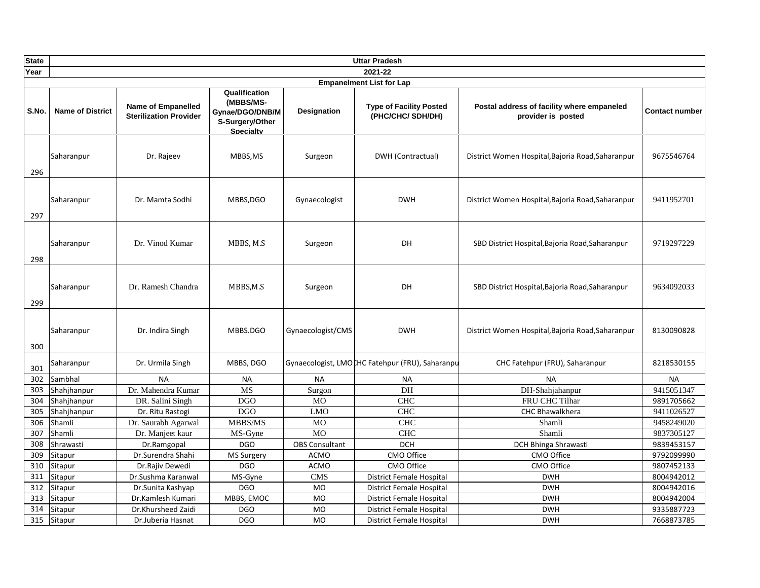| State | Uttar Pradesh | | | | | | |
|---|---|---|---|---|---|---|---|
| Year | 2021-22 | | | | | | |
| Empanelment List for Lap | | | | | | | |
| S.No. | Name of District | Name of Empanelled Sterilization Provider | Qualification (MBBS/MS-Gynae/DGO/DNB/MS-Surgery/Other Specialty | Designation | Type of Facility Posted (PHC/CHC/ SDH/DH) | Postal address of facility where empaneled provider is posted | Contact number |
| 296 | Saharanpur | Dr. Rajeev | MBBS,MS | Surgeon | DWH (Contractual) | District Women Hospital,Bajoria Road,Saharanpur | 9675546764 |
| 297 | Saharanpur | Dr. Mamta Sodhi | MBBS,DGO | Gynaecologist | DWH | District Women Hospital,Bajoria Road,Saharanpur | 9411952701 |
| 298 | Saharanpur | Dr. Vinod Kumar | MBBS, M.S | Surgeon | DH | SBD District Hospital,Bajoria Road,Saharanpur | 9719297229 |
| 299 | Saharanpur | Dr. Ramesh Chandra | MBBS,M.S | Surgeon | DH | SBD District Hospital,Bajoria Road,Saharanpur | 9634092033 |
| 300 | Saharanpur | Dr. Indira Singh | MBBS.DGO | Gynaecologist/CMS | DWH | District Women Hospital,Bajoria Road,Saharanpur | 8130090828 |
| 301 | Saharanpur | Dr. Urmila Singh | MBBS, DGO | Gynaecologist, LMO | CHC Fatehpur (FRU), Saharanpu | CHC Fatehpur (FRU), Saharanpur | 8218530155 |
| 302 | Sambhal | NA | NA | NA | NA | NA | NA |
| 303 | Shahjhanpur | Dr. Mahendra Kumar | MS | Surgon | DH | DH-Shahjahanpur | 9415051347 |
| 304 | Shahjhanpur | DR. Salini Singh | DGO | MO | CHC | FRU CHC Tilhar | 9891705662 |
| 305 | Shahjhanpur | Dr. Ritu Rastogi | DGO | LMO | CHC | CHC Bhawalkhera | 9411026527 |
| 306 | Shamli | Dr. Saurabh Agarwal | MBBS/MS | MO | CHC | Shamli | 9458249020 |
| 307 | Shamli | Dr. Manjeet kaur | MS-Gyne | MO | CHC | Shamli | 9837305127 |
| 308 | Shrawasti | Dr.Ramgopal | DGO | OBS Consultant | DCH | DCH Bhinga Shrawasti | 9839453157 |
| 309 | Sitapur | Dr.Surendra Shahi | MS Surgery | ACMO | CMO Office | CMO Office | 9792099990 |
| 310 | Sitapur | Dr.Rajiv Dewedi | DGO | ACMO | CMO Office | CMO Office | 9807452133 |
| 311 | Sitapur | Dr.Sushma Karanwal | MS-Gyne | CMS | District Female Hospital | DWH | 8004942012 |
| 312 | Sitapur | Dr.Sunita Kashyap | DGO | MO | District Female Hospital | DWH | 8004942016 |
| 313 | Sitapur | Dr.Kamlesh Kumari | MBBS, EMOC | MO | District Female Hospital | DWH | 8004942004 |
| 314 | Sitapur | Dr.Khursheed Zaidi | DGO | MO | District Female Hospital | DWH | 9335887723 |
| 315 | Sitapur | Dr.Juberia Hasnat | DGO | MO | District Female Hospital | DWH | 7668873785 |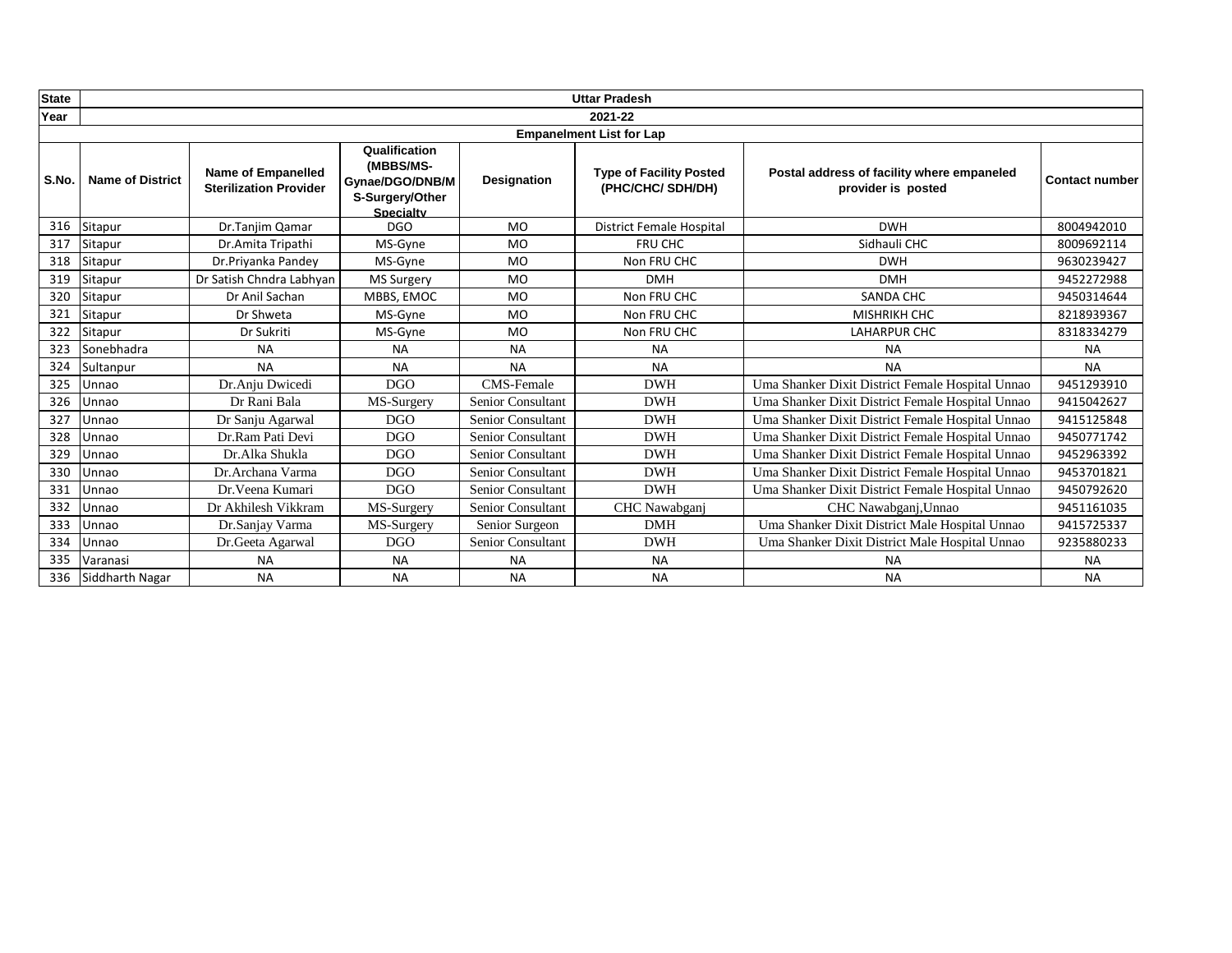| State | Uttar Pradesh | | | | | | |
|---|---|---|---|---|---|---|---|
| Year | 2021-22 | | | | | | |
| Empanelment List for Lap | | | | | | | |
| S.No. | Name of District | Name of Empanelled Sterilization Provider | Qualification (MBBS/MS-Gynae/DGO/DNB/MS-Surgery/Other Specialty | Designation | Type of Facility Posted (PHC/CHC/ SDH/DH) | Postal address of facility where empaneled provider is posted | Contact number |
| 316 | Sitapur | Dr.Tanjim Qamar | DGO | MO | District Female Hospital | DWH | 8004942010 |
| 317 | Sitapur | Dr.Amita Tripathi | MS-Gyne | MO | FRU CHC | Sidhauli CHC | 8009692114 |
| 318 | Sitapur | Dr.Priyanka Pandey | MS-Gyne | MO | Non FRU CHC | DWH | 9630239427 |
| 319 | Sitapur | Dr Satish Chndra Labhyan | MS Surgery | MO | DMH | DMH | 9452272988 |
| 320 | Sitapur | Dr Anil Sachan | MBBS, EMOC | MO | Non FRU CHC | SANDA CHC | 9450314644 |
| 321 | Sitapur | Dr Shweta | MS-Gyne | MO | Non FRU CHC | MISHRIKH CHC | 8218939367 |
| 322 | Sitapur | Dr Sukriti | MS-Gyne | MO | Non FRU CHC | LAHARPUR CHC | 8318334279 |
| 323 | Sonebhadra | NA | NA | NA | NA | NA | NA |
| 324 | Sultanpur | NA | NA | NA | NA | NA | NA |
| 325 | Unnao | Dr.Anju Dwicedi | DGO | CMS-Female | DWH | Uma Shanker Dixit District Female Hospital Unnao | 9451293910 |
| 326 | Unnao | Dr Rani Bala | MS-Surgery | Senior Consultant | DWH | Uma Shanker Dixit District Female Hospital Unnao | 9415042627 |
| 327 | Unnao | Dr Sanju Agarwal | DGO | Senior Consultant | DWH | Uma Shanker Dixit District Female Hospital Unnao | 9415125848 |
| 328 | Unnao | Dr.Ram Pati Devi | DGO | Senior Consultant | DWH | Uma Shanker Dixit District Female Hospital Unnao | 9450771742 |
| 329 | Unnao | Dr.Alka Shukla | DGO | Senior Consultant | DWH | Uma Shanker Dixit District Female Hospital Unnao | 9452963392 |
| 330 | Unnao | Dr.Archana Varma | DGO | Senior Consultant | DWH | Uma Shanker Dixit District Female Hospital Unnao | 9453701821 |
| 331 | Unnao | Dr.Veena Kumari | DGO | Senior Consultant | DWH | Uma Shanker Dixit District Female Hospital Unnao | 9450792620 |
| 332 | Unnao | Dr Akhilesh Vikkram | MS-Surgery | Senior Consultant | CHC Nawabganj | CHC Nawabganj,Unnao | 9451161035 |
| 333 | Unnao | Dr.Sanjay Varma | MS-Surgery | Senior Surgeon | DMH | Uma Shanker Dixit District Male Hospital Unnao | 9415725337 |
| 334 | Unnao | Dr.Geeta Agarwal | DGO | Senior Consultant | DWH | Uma Shanker Dixit District Male Hospital Unnao | 9235880233 |
| 335 | Varanasi | NA | NA | NA | NA | NA | NA |
| 336 | Siddharth Nagar | NA | NA | NA | NA | NA | NA |